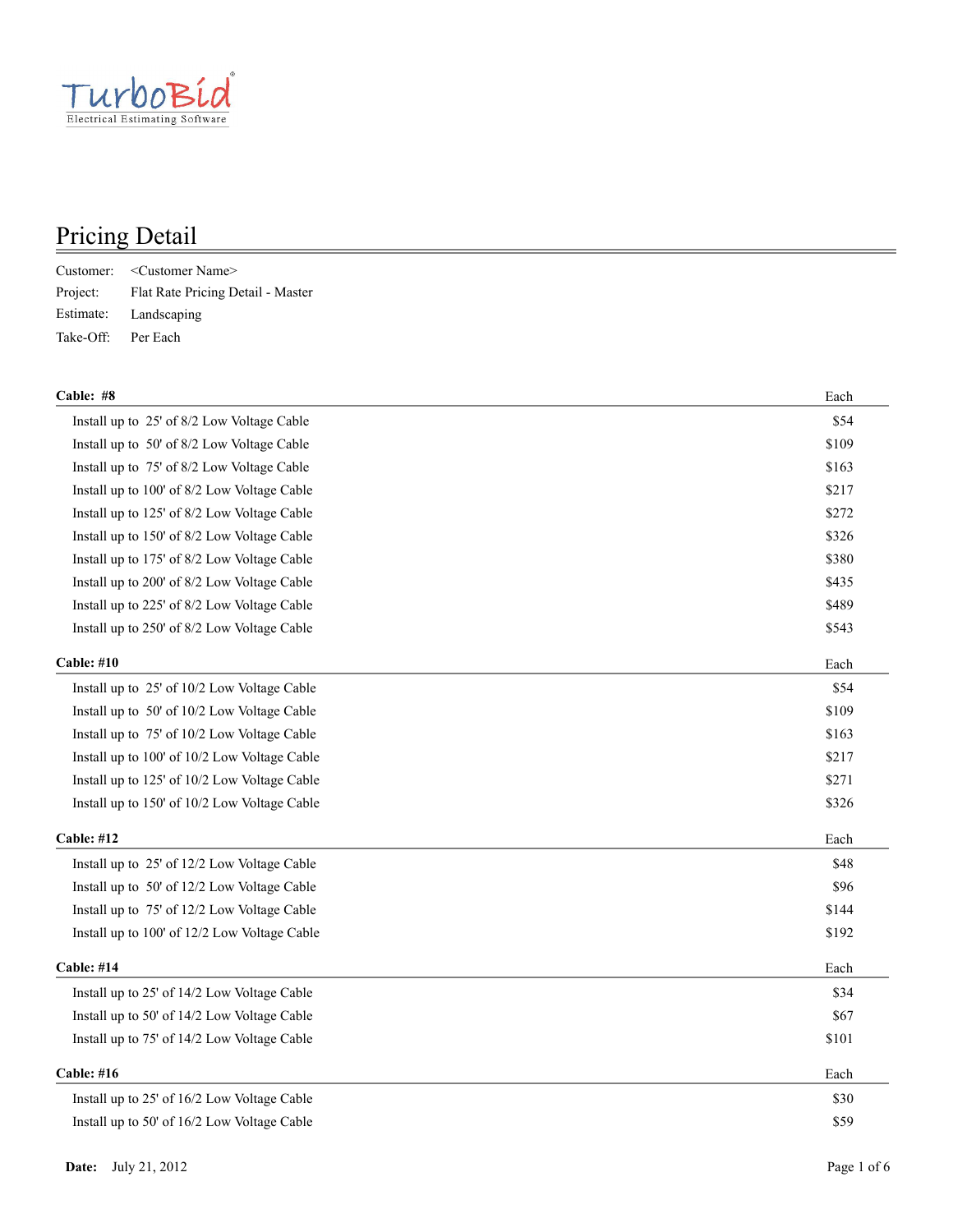TurboBid
Electrical Estimating Software

# Pricing Detail

Customer: <Customer Name>
Project: Flat Rate Pricing Detail - Master
Estimate: Landscaping
Take-Off: Per Each

| Cable: #8 | Each |
|---|---|
| Install up to 25' of 8/2 Low Voltage Cable | $54 |
| Install up to 50' of 8/2 Low Voltage Cable | $109 |
| Install up to 75' of 8/2 Low Voltage Cable | $163 |
| Install up to 100' of 8/2 Low Voltage Cable | $217 |
| Install up to 125' of 8/2 Low Voltage Cable | $272 |
| Install up to 150' of 8/2 Low Voltage Cable | $326 |
| Install up to 175' of 8/2 Low Voltage Cable | $380 |
| Install up to 200' of 8/2 Low Voltage Cable | $435 |
| Install up to 225' of 8/2 Low Voltage Cable | $489 |
| Install up to 250' of 8/2 Low Voltage Cable | $543 |

| Cable: #10 | Each |
|---|---|
| Install up to 25' of 10/2 Low Voltage Cable | $54 |
| Install up to 50' of 10/2 Low Voltage Cable | $109 |
| Install up to 75' of 10/2 Low Voltage Cable | $163 |
| Install up to 100' of 10/2 Low Voltage Cable | $217 |
| Install up to 125' of 10/2 Low Voltage Cable | $271 |
| Install up to 150' of 10/2 Low Voltage Cable | $326 |

| Cable: #12 | Each |
|---|---|
| Install up to 25' of 12/2 Low Voltage Cable | $48 |
| Install up to 50' of 12/2 Low Voltage Cable | $96 |
| Install up to 75' of 12/2 Low Voltage Cable | $144 |
| Install up to 100' of 12/2 Low Voltage Cable | $192 |

| Cable: #14 | Each |
|---|---|
| Install up to 25' of 14/2 Low Voltage Cable | $34 |
| Install up to 50' of 14/2 Low Voltage Cable | $67 |
| Install up to 75' of 14/2 Low Voltage Cable | $101 |

| Cable: #16 | Each |
|---|---|
| Install up to 25' of 16/2 Low Voltage Cable | $30 |
| Install up to 50' of 16/2 Low Voltage Cable | $59 |

**Date:** July 21, 2012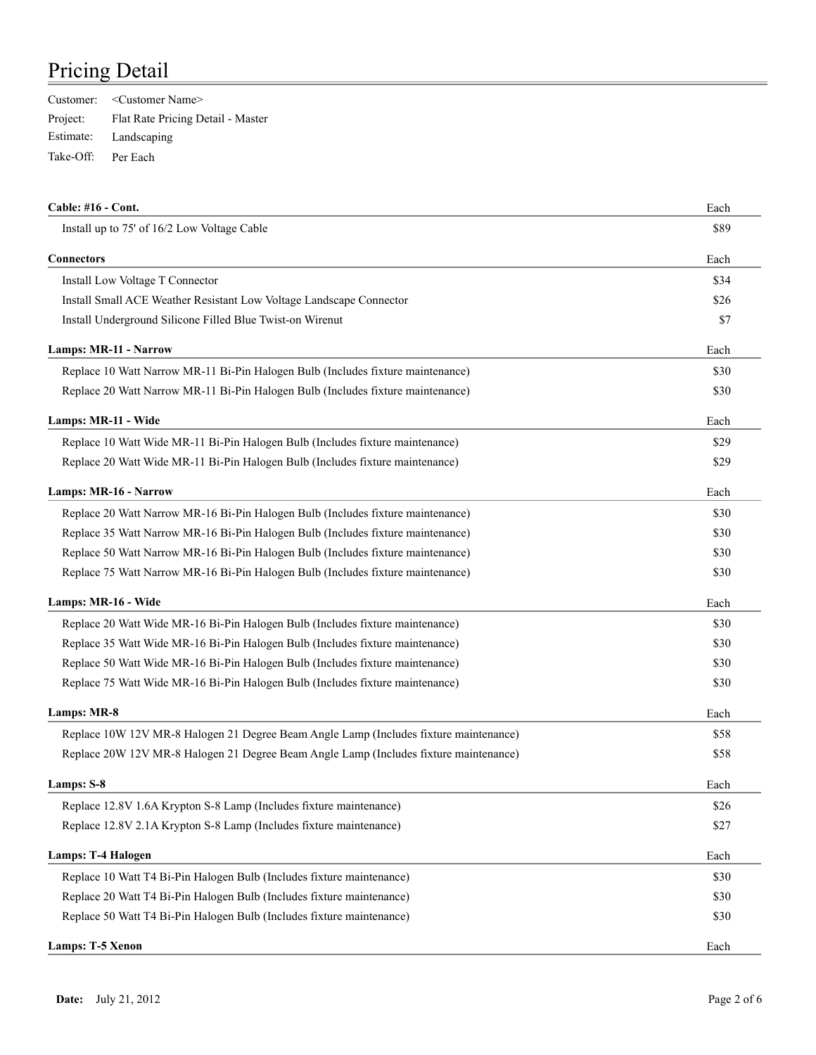# Pricing Detail

Customer: <Customer Name>
Project: Flat Rate Pricing Detail - Master
Estimate: Landscaping
Take-Off: Per Each

| **Cable: #16 - Cont.** | Each |
|---|---|
| Install up to 75' of 16/2 Low Voltage Cable | $89 |

| **Connectors** | Each |
|---|---|
| Install Low Voltage T Connector | $34 |
| Install Small ACE Weather Resistant Low Voltage Landscape Connector | $26 |
| Install Underground Silicone Filled Blue Twist-on Wirenut | $7 |

| **Lamps: MR-11 - Narrow** | Each |
|---|---|
| Replace 10 Watt Narrow MR-11 Bi-Pin Halogen Bulb (Includes fixture maintenance) | $30 |
| Replace 20 Watt Narrow MR-11 Bi-Pin Halogen Bulb (Includes fixture maintenance) | $30 |

| **Lamps: MR-11 - Wide** | Each |
|---|---|
| Replace 10 Watt Wide MR-11 Bi-Pin Halogen Bulb (Includes fixture maintenance) | $29 |
| Replace 20 Watt Wide MR-11 Bi-Pin Halogen Bulb (Includes fixture maintenance) | $29 |

| **Lamps: MR-16 - Narrow** | Each |
|---|---|
| Replace 20 Watt Narrow MR-16 Bi-Pin Halogen Bulb (Includes fixture maintenance) | $30 |
| Replace 35 Watt Narrow MR-16 Bi-Pin Halogen Bulb (Includes fixture maintenance) | $30 |
| Replace 50 Watt Narrow MR-16 Bi-Pin Halogen Bulb (Includes fixture maintenance) | $30 |
| Replace 75 Watt Narrow MR-16 Bi-Pin Halogen Bulb (Includes fixture maintenance) | $30 |

| **Lamps: MR-16 - Wide** | Each |
|---|---|
| Replace 20 Watt Wide MR-16 Bi-Pin Halogen Bulb (Includes fixture maintenance) | $30 |
| Replace 35 Watt Wide MR-16 Bi-Pin Halogen Bulb (Includes fixture maintenance) | $30 |
| Replace 50 Watt Wide MR-16 Bi-Pin Halogen Bulb (Includes fixture maintenance) | $30 |
| Replace 75 Watt Wide MR-16 Bi-Pin Halogen Bulb (Includes fixture maintenance) | $30 |

| **Lamps: MR-8** | Each |
|---|---|
| Replace 10W 12V MR-8 Halogen 21 Degree Beam Angle Lamp (Includes fixture maintenance) | $58 |
| Replace 20W 12V MR-8 Halogen 21 Degree Beam Angle Lamp (Includes fixture maintenance) | $58 |

| **Lamps: S-8** | Each |
|---|---|
| Replace 12.8V 1.6A Krypton S-8 Lamp (Includes fixture maintenance) | $26 |
| Replace 12.8V 2.1A Krypton S-8 Lamp (Includes fixture maintenance) | $27 |

| **Lamps: T-4 Halogen** | Each |
|---|---|
| Replace 10 Watt T4 Bi-Pin Halogen Bulb (Includes fixture maintenance) | $30 |
| Replace 20 Watt T4 Bi-Pin Halogen Bulb (Includes fixture maintenance) | $30 |
| Replace 50 Watt T4 Bi-Pin Halogen Bulb (Includes fixture maintenance) | $30 |

| **Lamps: T-5 Xenon** | Each |
|---|---|

**Date:** July 21, 2012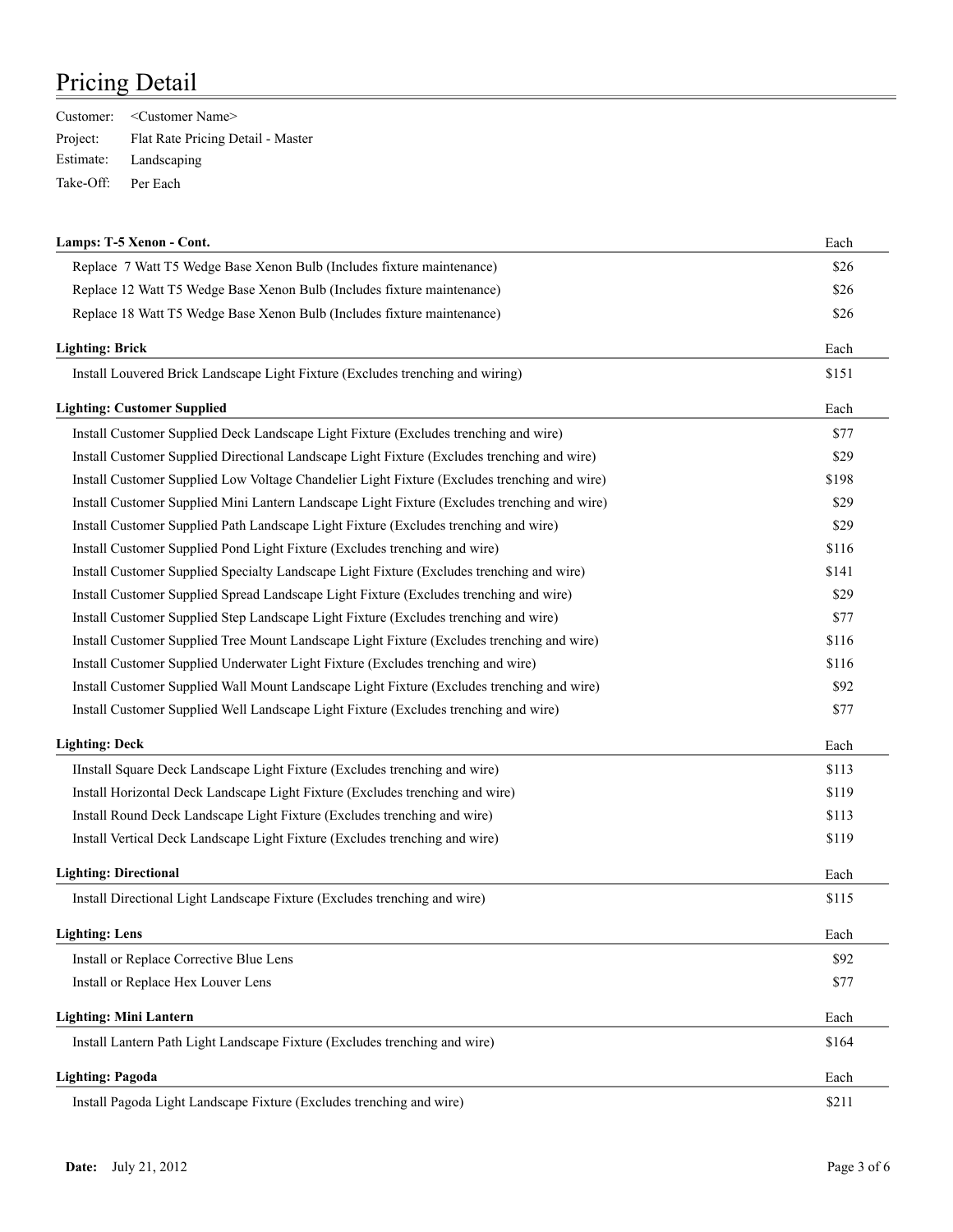# Pricing Detail

Customer: <Customer Name>
Project: Flat Rate Pricing Detail - Master
Estimate: Landscaping
Take-Off: Per Each

| **Lamps: T-5 Xenon - Cont.** | Each |
|---|---|
| Replace 7 Watt T5 Wedge Base Xenon Bulb (Includes fixture maintenance) | $26 |
| Replace 12 Watt T5 Wedge Base Xenon Bulb (Includes fixture maintenance) | $26 |
| Replace 18 Watt T5 Wedge Base Xenon Bulb (Includes fixture maintenance) | $26 |

| **Lighting: Brick** | Each |
|---|---|
| Install Louvered Brick Landscape Light Fixture (Excludes trenching and wiring) | $151 |

| **Lighting: Customer Supplied** | Each |
|---|---|
| Install Customer Supplied Deck Landscape Light Fixture (Excludes trenching and wire) | $77 |
| Install Customer Supplied Directional Landscape Light Fixture (Excludes trenching and wire) | $29 |
| Install Customer Supplied Low Voltage Chandelier Light Fixture (Excludes trenching and wire) | $198 |
| Install Customer Supplied Mini Lantern Landscape Light Fixture (Excludes trenching and wire) | $29 |
| Install Customer Supplied Path Landscape Light Fixture (Excludes trenching and wire) | $29 |
| Install Customer Supplied Pond Light Fixture (Excludes trenching and wire) | $116 |
| Install Customer Supplied Specialty Landscape Light Fixture (Excludes trenching and wire) | $141 |
| Install Customer Supplied Spread Landscape Light Fixture (Excludes trenching and wire) | $29 |
| Install Customer Supplied Step Landscape Light Fixture (Excludes trenching and wire) | $77 |
| Install Customer Supplied Tree Mount Landscape Light Fixture (Excludes trenching and wire) | $116 |
| Install Customer Supplied Underwater Light Fixture (Excludes trenching and wire) | $116 |
| Install Customer Supplied Wall Mount Landscape Light Fixture (Excludes trenching and wire) | $92 |
| Install Customer Supplied Well Landscape Light Fixture (Excludes trenching and wire) | $77 |

| **Lighting: Deck** | Each |
|---|---|
| IInstall Square Deck Landscape Light Fixture (Excludes trenching and wire) | $113 |
| Install Horizontal Deck Landscape Light Fixture (Excludes trenching and wire) | $119 |
| Install Round Deck Landscape Light Fixture (Excludes trenching and wire) | $113 |
| Install Vertical Deck Landscape Light Fixture (Excludes trenching and wire) | $119 |

| **Lighting: Directional** | Each |
|---|---|
| Install Directional Light Landscape Fixture (Excludes trenching and wire) | $115 |

| **Lighting: Lens** | Each |
|---|---|
| Install or Replace Corrective Blue Lens | $92 |
| Install or Replace Hex Louver Lens | $77 |

| **Lighting: Mini Lantern** | Each |
|---|---|
| Install Lantern Path Light Landscape Fixture (Excludes trenching and wire) | $164 |

| **Lighting: Pagoda** | Each |
|---|---|
| Install Pagoda Light Landscape Fixture (Excludes trenching and wire) | $211 |

**Date:** July 21, 2012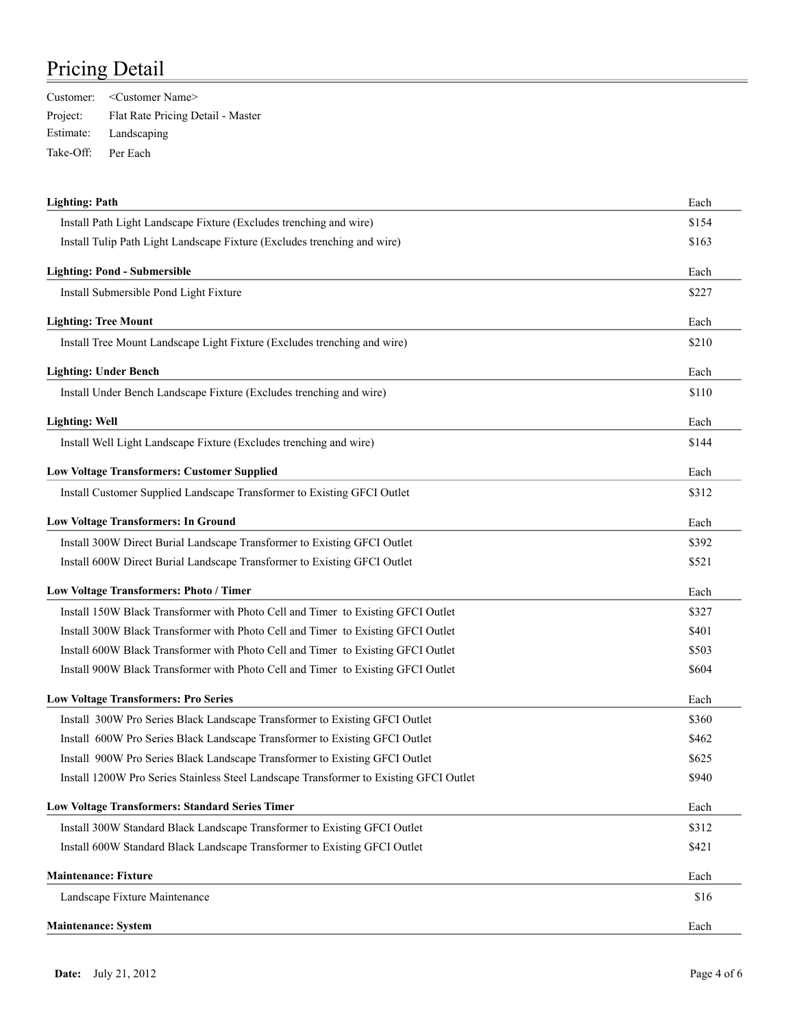# Pricing Detail

Customer: <Customer Name>
Project: Flat Rate Pricing Detail - Master
Estimate: Landscaping
Take-Off: Per Each

| **Lighting: Path** | Each |
|---|---|
| Install Path Light Landscape Fixture (Excludes trenching and wire) | $154 |
| Install Tulip Path Light Landscape Fixture (Excludes trenching and wire) | $163 |

| **Lighting: Pond - Submersible** | Each |
|---|---|
| Install Submersible Pond Light Fixture | $227 |

| **Lighting: Tree Mount** | Each |
|---|---|
| Install Tree Mount Landscape Light Fixture (Excludes trenching and wire) | $210 |

| **Lighting: Under Bench** | Each |
|---|---|
| Install Under Bench Landscape Fixture (Excludes trenching and wire) | $110 |

| **Lighting: Well** | Each |
|---|---|
| Install Well Light Landscape Fixture (Excludes trenching and wire) | $144 |

| **Low Voltage Transformers: Customer Supplied** | Each |
|---|---|
| Install Customer Supplied Landscape Transformer to Existing GFCI Outlet | $312 |

| **Low Voltage Transformers: In Ground** | Each |
|---|---|
| Install 300W Direct Burial Landscape Transformer to Existing GFCI Outlet | $392 |
| Install 600W Direct Burial Landscape Transformer to Existing GFCI Outlet | $521 |

| **Low Voltage Transformers: Photo / Timer** | Each |
|---|---|
| Install 150W Black Transformer with Photo Cell and Timer to Existing GFCI Outlet | $327 |
| Install 300W Black Transformer with Photo Cell and Timer to Existing GFCI Outlet | $401 |
| Install 600W Black Transformer with Photo Cell and Timer to Existing GFCI Outlet | $503 |
| Install 900W Black Transformer with Photo Cell and Timer to Existing GFCI Outlet | $604 |

| **Low Voltage Transformers: Pro Series** | Each |
|---|---|
| Install 300W Pro Series Black Landscape Transformer to Existing GFCI Outlet | $360 |
| Install 600W Pro Series Black Landscape Transformer to Existing GFCI Outlet | $462 |
| Install 900W Pro Series Black Landscape Transformer to Existing GFCI Outlet | $625 |
| Install 1200W Pro Series Stainless Steel Landscape Transformer to Existing GFCI Outlet | $940 |

| **Low Voltage Transformers: Standard Series Timer** | Each |
|---|---|
| Install 300W Standard Black Landscape Transformer to Existing GFCI Outlet | $312 |
| Install 600W Standard Black Landscape Transformer to Existing GFCI Outlet | $421 |

| **Maintenance: Fixture** | Each |
|---|---|
| Landscape Fixture Maintenance | $16 |

| **Maintenance: System** | Each |
|---|---|

**Date:** July 21, 2012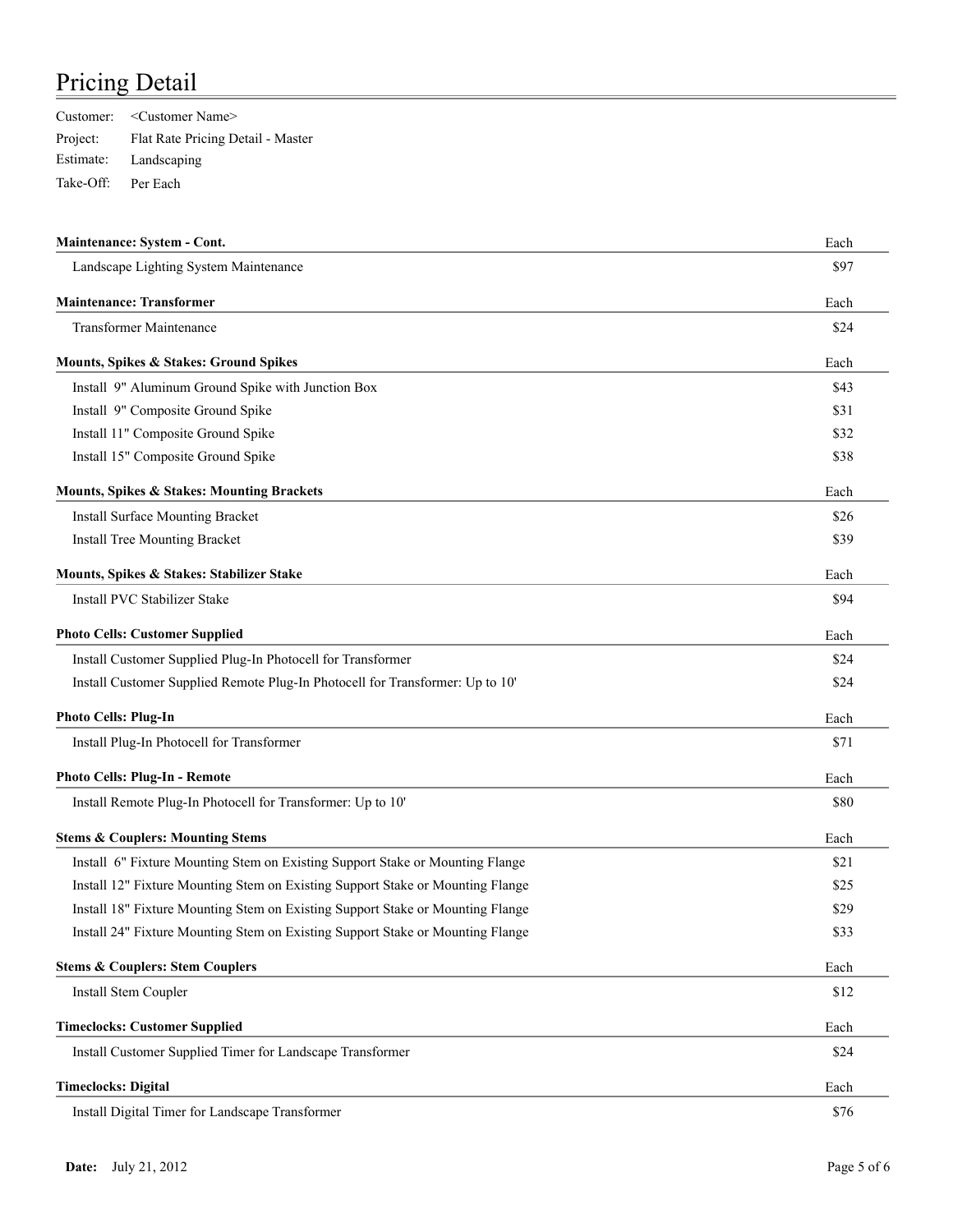# Pricing Detail

Customer: <Customer Name>
Project: Flat Rate Pricing Detail - Master
Estimate: Landscaping
Take-Off: Per Each

| **Maintenance: System - Cont.** | Each |
|---|---|
| Landscape Lighting System Maintenance | $97 |

| **Maintenance: Transformer** | Each |
|---|---|
| Transformer Maintenance | $24 |

| **Mounts, Spikes & Stakes: Ground Spikes** | Each |
|---|---|
| Install 9" Aluminum Ground Spike with Junction Box | $43 |
| Install 9" Composite Ground Spike | $31 |
| Install 11" Composite Ground Spike | $32 |
| Install 15" Composite Ground Spike | $38 |

| **Mounts, Spikes & Stakes: Mounting Brackets** | Each |
|---|---|
| Install Surface Mounting Bracket | $26 |
| Install Tree Mounting Bracket | $39 |

| **Mounts, Spikes & Stakes: Stabilizer Stake** | Each |
|---|---|
| Install PVC Stabilizer Stake | $94 |

| **Photo Cells: Customer Supplied** | Each |
|---|---|
| Install Customer Supplied Plug-In Photocell for Transformer | $24 |
| Install Customer Supplied Remote Plug-In Photocell for Transformer: Up to 10' | $24 |

| **Photo Cells: Plug-In** | Each |
|---|---|
| Install Plug-In Photocell for Transformer | $71 |

| **Photo Cells: Plug-In - Remote** | Each |
|---|---|
| Install Remote Plug-In Photocell for Transformer: Up to 10' | $80 |

| **Stems & Couplers: Mounting Stems** | Each |
|---|---|
| Install 6" Fixture Mounting Stem on Existing Support Stake or Mounting Flange | $21 |
| Install 12" Fixture Mounting Stem on Existing Support Stake or Mounting Flange | $25 |
| Install 18" Fixture Mounting Stem on Existing Support Stake or Mounting Flange | $29 |
| Install 24" Fixture Mounting Stem on Existing Support Stake or Mounting Flange | $33 |

| **Stems & Couplers: Stem Couplers** | Each |
|---|---|
| Install Stem Coupler | $12 |

| **Timeclocks: Customer Supplied** | Each |
|---|---|
| Install Customer Supplied Timer for Landscape Transformer | $24 |

| **Timeclocks: Digital** | Each |
|---|---|
| Install Digital Timer for Landscape Transformer | $76 |

**Date:** July 21, 2012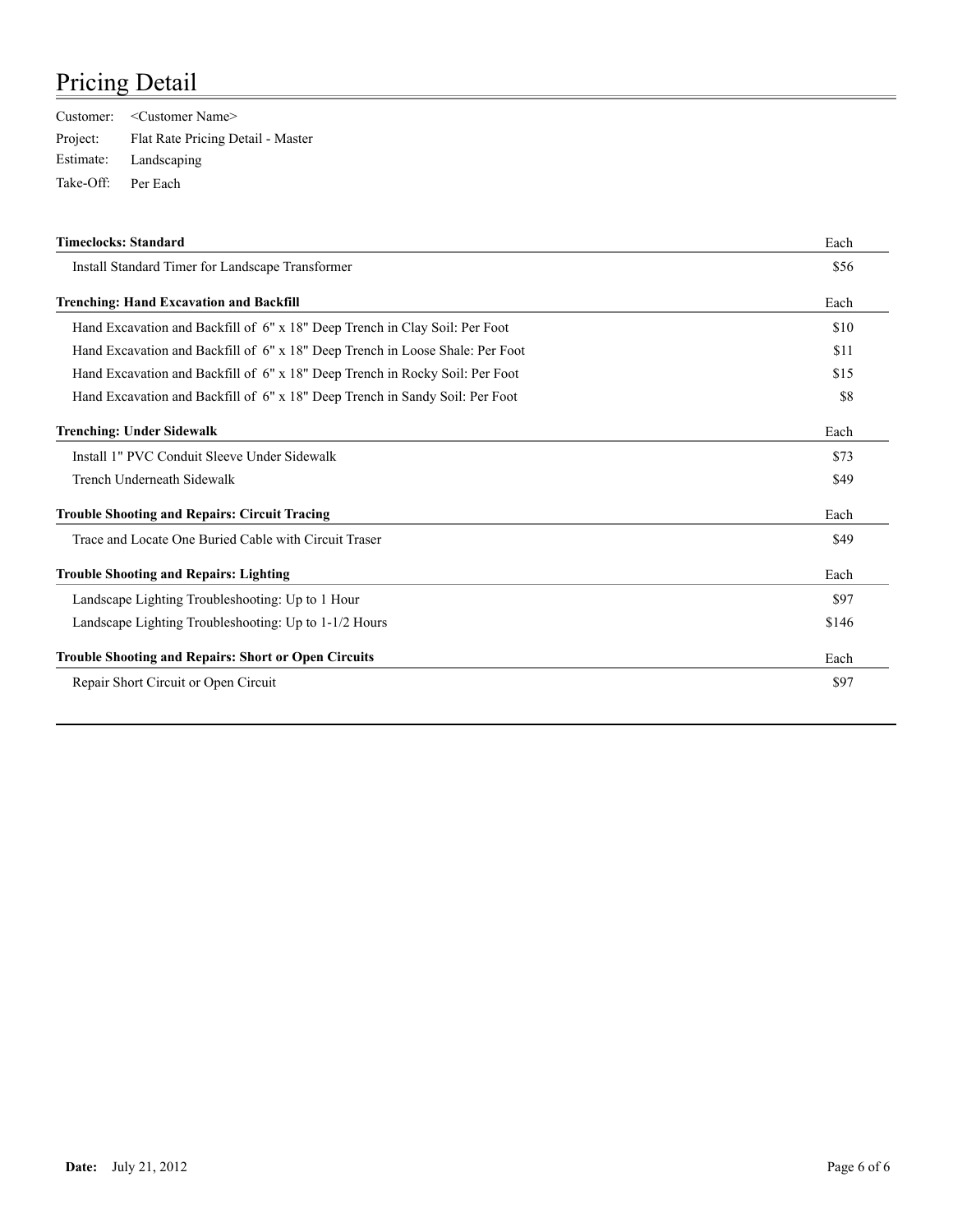# Pricing Detail

Customer: <Customer Name>
Project: Flat Rate Pricing Detail - Master
Estimate: Landscaping
Take-Off: Per Each

| **Timeclocks: Standard** | Each |
|---|---|
| Install Standard Timer for Landscape Transformer | $56 |
| **Trenching: Hand Excavation and Backfill** | Each |
| Hand Excavation and Backfill of 6" x 18" Deep Trench in Clay Soil: Per Foot | $10 |
| Hand Excavation and Backfill of 6" x 18" Deep Trench in Loose Shale: Per Foot | $11 |
| Hand Excavation and Backfill of 6" x 18" Deep Trench in Rocky Soil: Per Foot | $15 |
| Hand Excavation and Backfill of 6" x 18" Deep Trench in Sandy Soil: Per Foot | $8 |
| **Trenching: Under Sidewalk** | Each |
| Install 1" PVC Conduit Sleeve Under Sidewalk | $73 |
| Trench Underneath Sidewalk | $49 |
| **Trouble Shooting and Repairs: Circuit Tracing** | Each |
| Trace and Locate One Buried Cable with Circuit Traser | $49 |
| **Trouble Shooting and Repairs: Lighting** | Each |
| Landscape Lighting Troubleshooting: Up to 1 Hour | $97 |
| Landscape Lighting Troubleshooting: Up to 1-1/2 Hours | $146 |
| **Trouble Shooting and Repairs: Short or Open Circuits** | Each |
| Repair Short Circuit or Open Circuit | $97 |

**Date:** July 21, 2012